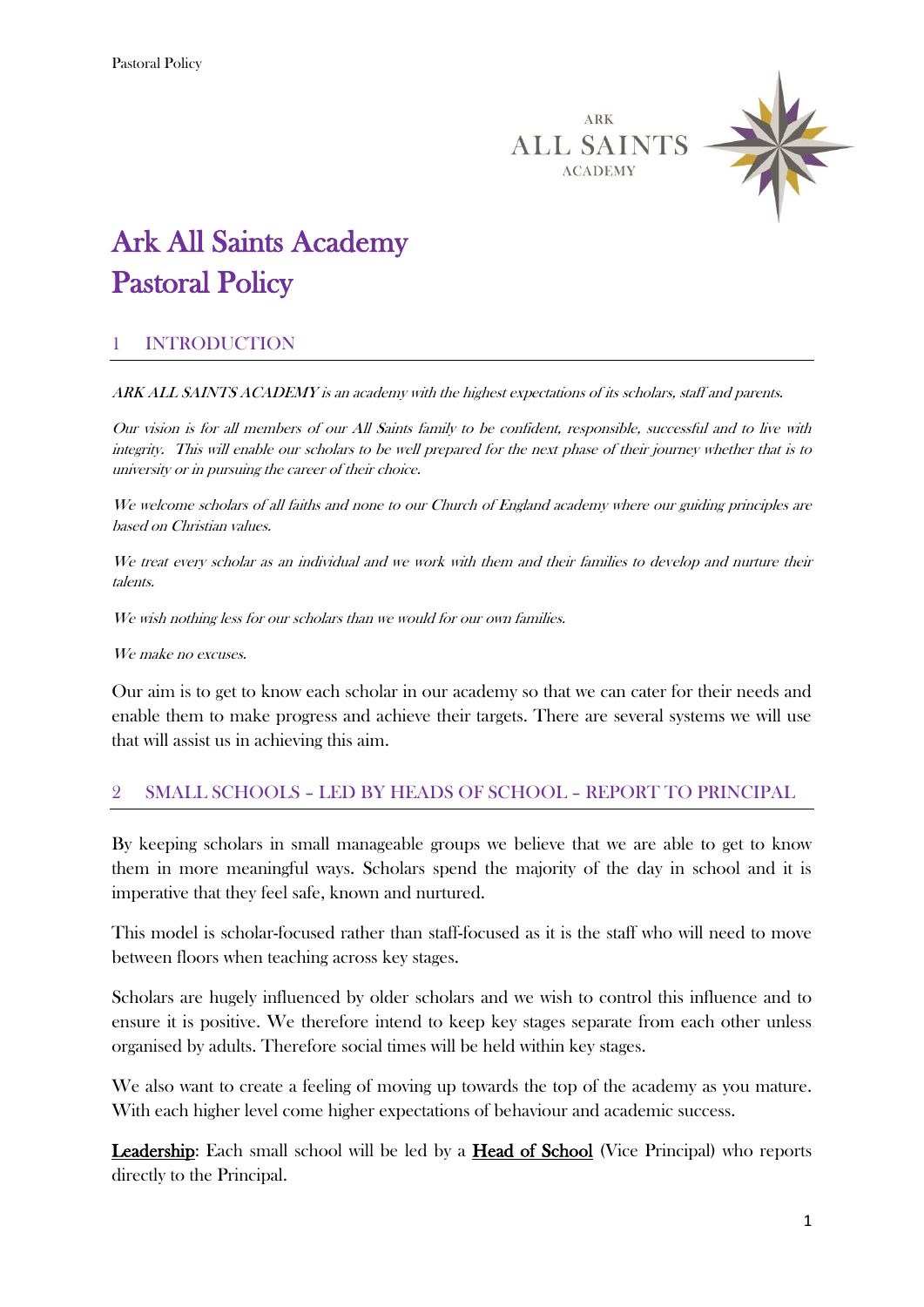# Ark All Saints Academy
# Pastoral Policy

## 1 INTRODUCTION

*ARK ALL SAINTS ACADEMY is an academy with the highest expectations of its scholars, staff and parents.*

*Our vision is for all members of our All Saints family to be confident, responsible, successful and to live with integrity. This will enable our scholars to be well prepared for the next phase of their journey whether that is to university or in pursuing the career of their choice.*

*We welcome scholars of all faiths and none to our Church of England academy where our guiding principles are based on Christian values.*

*We treat every scholar as an individual and we work with them and their families to develop and nurture their talents.*

*We wish nothing less for our scholars than we would for our own families.*

*We make no excuses.*

Our aim is to get to know each scholar in our academy so that we can cater for their needs and enable them to make progress and achieve their targets. There are several systems we will use that will assist us in achieving this aim.

## 2 SMALL SCHOOLS – LED BY HEADS OF SCHOOL – REPORT TO PRINCIPAL

By keeping scholars in small manageable groups we believe that we are able to get to know them in more meaningful ways. Scholars spend the majority of the day in school and it is imperative that they feel safe, known and nurtured.

This model is scholar-focused rather than staff-focused as it is the staff who will need to move between floors when teaching across key stages.

Scholars are hugely influenced by older scholars and we wish to control this influence and to ensure it is positive. We therefore intend to keep key stages separate from each other unless organised by adults. Therefore social times will be held within key stages.

We also want to create a feeling of moving up towards the top of the academy as you mature. With each higher level come higher expectations of behaviour and academic success.

**Leadership**: Each small school will be led by a **Head of School** (Vice Principal) who reports directly to the Principal.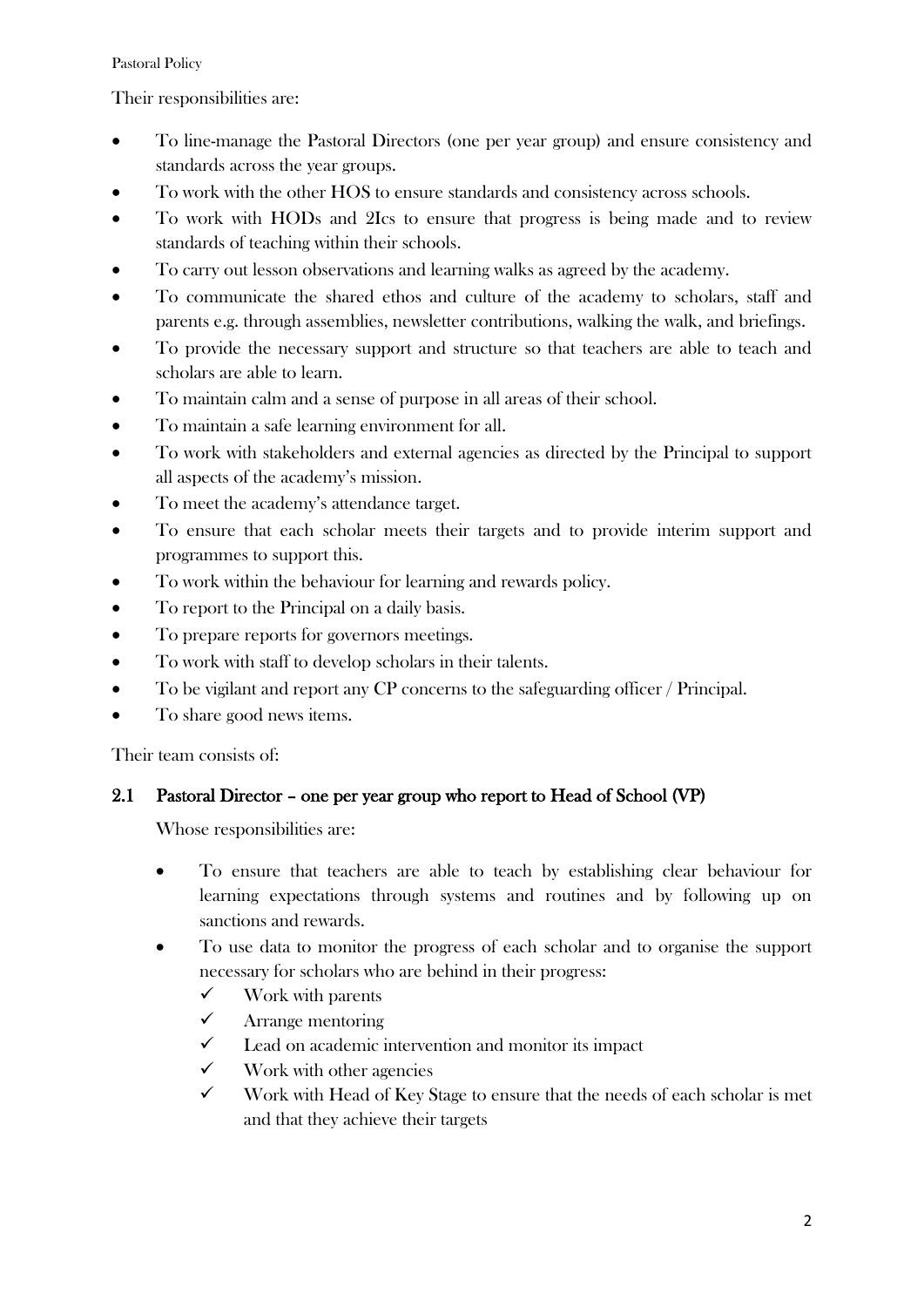Their responsibilities are:

- To line-manage the Pastoral Directors (one per year group) and ensure consistency and standards across the year groups.
- To work with the other HOS to ensure standards and consistency across schools.
- To work with HODs and 2Ics to ensure that progress is being made and to review standards of teaching within their schools.
- To carry out lesson observations and learning walks as agreed by the academy.
- To communicate the shared ethos and culture of the academy to scholars, staff and parents e.g. through assemblies, newsletter contributions, walking the walk, and briefings.
- To provide the necessary support and structure so that teachers are able to teach and scholars are able to learn.
- To maintain calm and a sense of purpose in all areas of their school.
- To maintain a safe learning environment for all.
- To work with stakeholders and external agencies as directed by the Principal to support all aspects of the academy's mission.
- To meet the academy's attendance target.
- To ensure that each scholar meets their targets and to provide interim support and programmes to support this.
- To work within the behaviour for learning and rewards policy.
- To report to the Principal on a daily basis.
- To prepare reports for governors meetings.
- To work with staff to develop scholars in their talents.
- To be vigilant and report any CP concerns to the safeguarding officer / Principal.
- To share good news items.

Their team consists of:

## 2.1 Pastoral Director – one per year group who report to Head of School (VP)

Whose responsibilities are:

- To ensure that teachers are able to teach by establishing clear behaviour for learning expectations through systems and routines and by following up on sanctions and rewards.
- To use data to monitor the progress of each scholar and to organise the support necessary for scholars who are behind in their progress:
  - ✓ Work with parents
  - ✓ Arrange mentoring
  - ✓ Lead on academic intervention and monitor its impact
  - ✓ Work with other agencies
  - ✓ Work with Head of Key Stage to ensure that the needs of each scholar is met and that they achieve their targets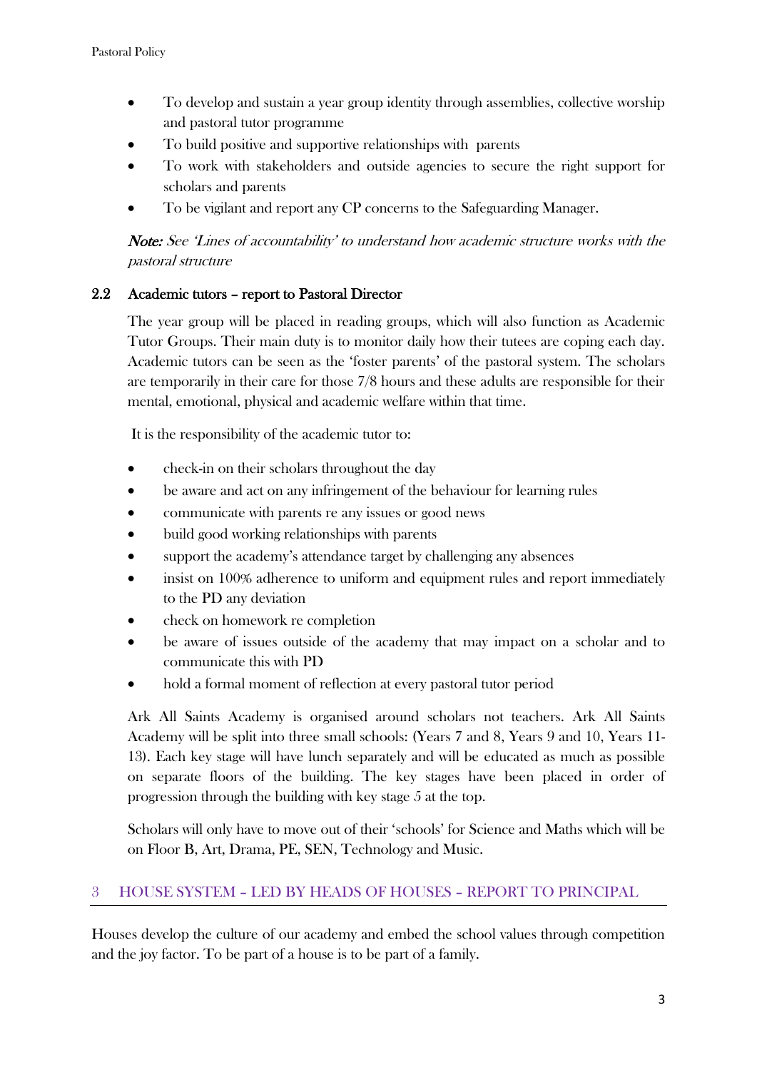- To develop and sustain a year group identity through assemblies, collective worship and pastoral tutor programme
- To build positive and supportive relationships with parents
- To work with stakeholders and outside agencies to secure the right support for scholars and parents
- To be vigilant and report any CP concerns to the Safeguarding Manager.

***Note:*** *See 'Lines of accountability' to understand how academic structure works with the pastoral structure*

### 2.2 Academic tutors – report to Pastoral Director

The year group will be placed in reading groups, which will also function as Academic Tutor Groups. Their main duty is to monitor daily how their tutees are coping each day. Academic tutors can be seen as the 'foster parents' of the pastoral system. The scholars are temporarily in their care for those 7/8 hours and these adults are responsible for their mental, emotional, physical and academic welfare within that time.

It is the responsibility of the academic tutor to:

- check-in on their scholars throughout the day
- be aware and act on any infringement of the behaviour for learning rules
- communicate with parents re any issues or good news
- build good working relationships with parents
- support the academy's attendance target by challenging any absences
- insist on 100% adherence to uniform and equipment rules and report immediately to the PD any deviation
- check on homework re completion
- be aware of issues outside of the academy that may impact on a scholar and to communicate this with PD
- hold a formal moment of reflection at every pastoral tutor period

Ark All Saints Academy is organised around scholars not teachers. Ark All Saints Academy will be split into three small schools: (Years 7 and 8, Years 9 and 10, Years 11-13). Each key stage will have lunch separately and will be educated as much as possible on separate floors of the building. The key stages have been placed in order of progression through the building with key stage 5 at the top.

Scholars will only have to move out of their 'schools' for Science and Maths which will be on Floor B, Art, Drama, PE, SEN, Technology and Music.

## 3 HOUSE SYSTEM – LED BY HEADS OF HOUSES – REPORT TO PRINCIPAL

Houses develop the culture of our academy and embed the school values through competition and the joy factor. To be part of a house is to be part of a family.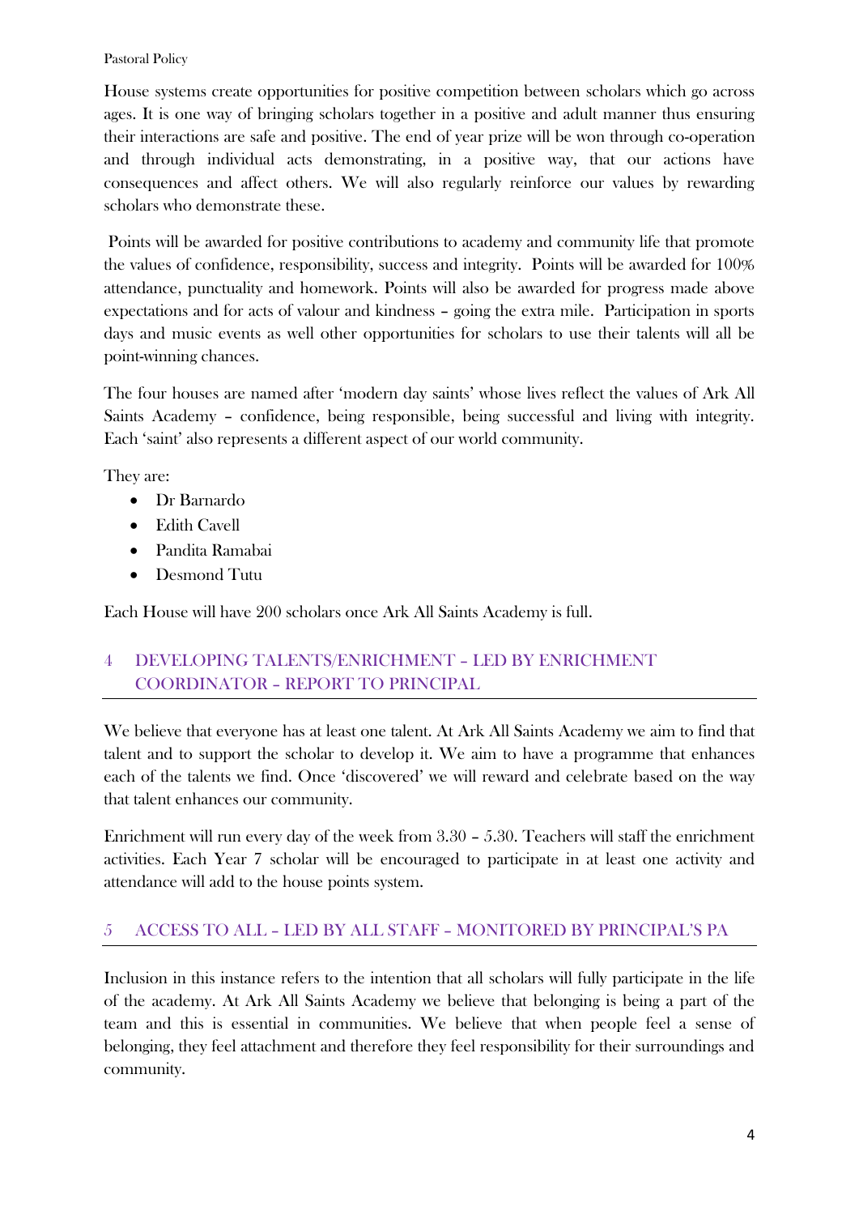House systems create opportunities for positive competition between scholars which go across ages. It is one way of bringing scholars together in a positive and adult manner thus ensuring their interactions are safe and positive. The end of year prize will be won through co-operation and through individual acts demonstrating, in a positive way, that our actions have consequences and affect others. We will also regularly reinforce our values by rewarding scholars who demonstrate these.

Points will be awarded for positive contributions to academy and community life that promote the values of confidence, responsibility, success and integrity. Points will be awarded for 100% attendance, punctuality and homework. Points will also be awarded for progress made above expectations and for acts of valour and kindness – going the extra mile. Participation in sports days and music events as well other opportunities for scholars to use their talents will all be point-winning chances.

The four houses are named after 'modern day saints' whose lives reflect the values of Ark All Saints Academy – confidence, being responsible, being successful and living with integrity. Each 'saint' also represents a different aspect of our world community.

They are:

- Dr Barnardo
- Edith Cavell
- Pandita Ramabai
- Desmond Tutu

Each House will have 200 scholars once Ark All Saints Academy is full.

## 4 DEVELOPING TALENTS/ENRICHMENT – LED BY ENRICHMENT COORDINATOR – REPORT TO PRINCIPAL

We believe that everyone has at least one talent. At Ark All Saints Academy we aim to find that talent and to support the scholar to develop it. We aim to have a programme that enhances each of the talents we find. Once 'discovered' we will reward and celebrate based on the way that talent enhances our community.

Enrichment will run every day of the week from 3.30 – 5.30. Teachers will staff the enrichment activities. Each Year 7 scholar will be encouraged to participate in at least one activity and attendance will add to the house points system.

## 5 ACCESS TO ALL – LED BY ALL STAFF – MONITORED BY PRINCIPAL'S PA

Inclusion in this instance refers to the intention that all scholars will fully participate in the life of the academy. At Ark All Saints Academy we believe that belonging is being a part of the team and this is essential in communities. We believe that when people feel a sense of belonging, they feel attachment and therefore they feel responsibility for their surroundings and community.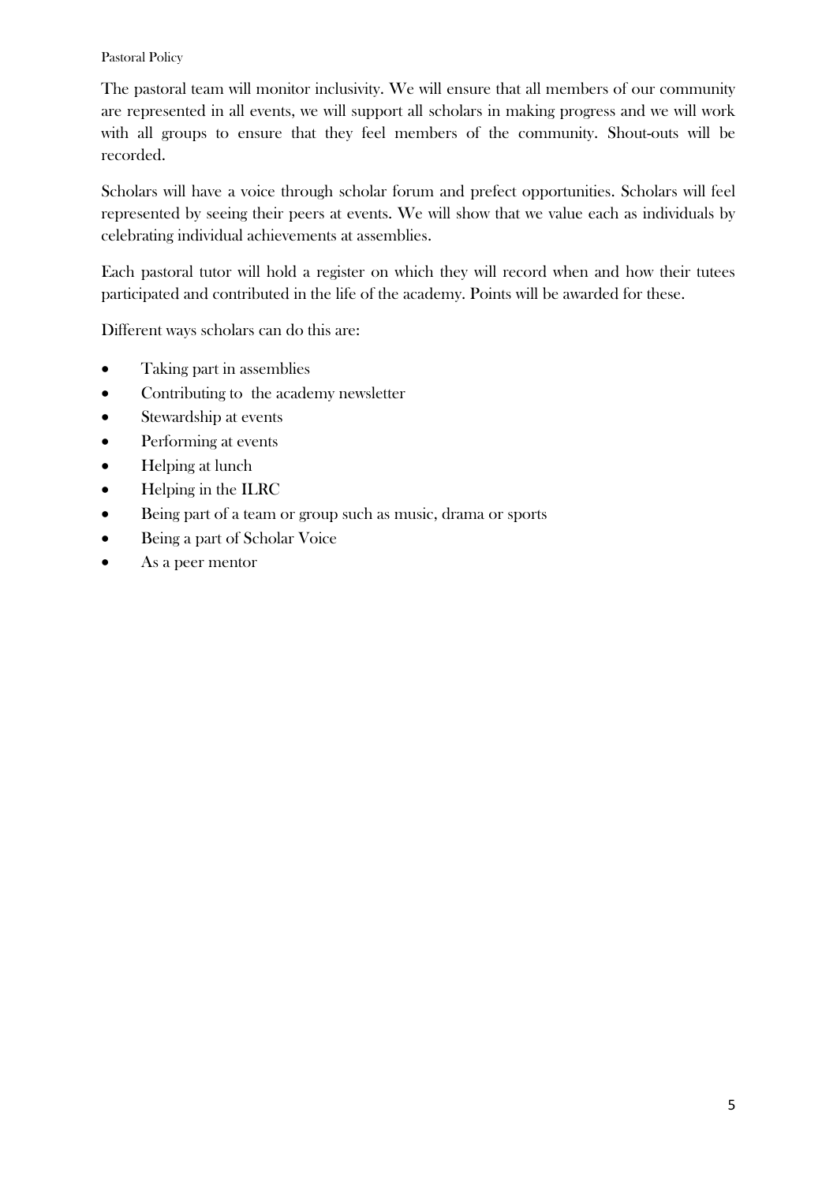The pastoral team will monitor inclusivity. We will ensure that all members of our community are represented in all events, we will support all scholars in making progress and we will work with all groups to ensure that they feel members of the community. Shout-outs will be recorded.

Scholars will have a voice through scholar forum and prefect opportunities. Scholars will feel represented by seeing their peers at events. We will show that we value each as individuals by celebrating individual achievements at assemblies.

Each pastoral tutor will hold a register on which they will record when and how their tutees participated and contributed in the life of the academy. Points will be awarded for these.

Different ways scholars can do this are:

- Taking part in assemblies
- Contributing to the academy newsletter
- Stewardship at events
- Performing at events
- Helping at lunch
- Helping in the ILRC
- Being part of a team or group such as music, drama or sports
- Being a part of Scholar Voice
- As a peer mentor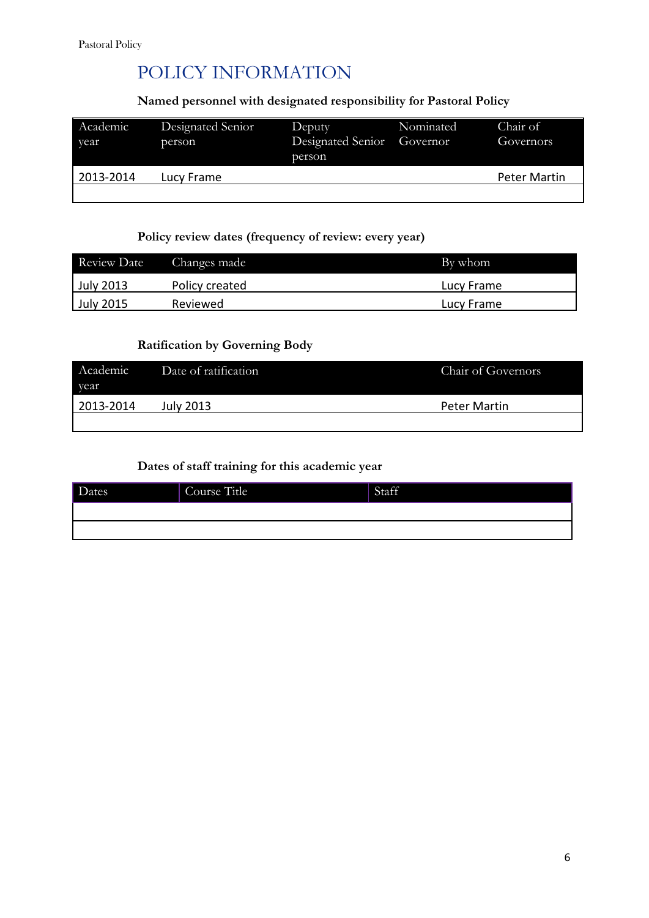# POLICY INFORMATION

**Named personnel with designated responsibility for Pastoral Policy**

| Academic year | Designated Senior person | Deputy Designated Senior person | Nominated Governor | Chair of Governors |
|---|---|---|---|---|
| 2013-2014 | Lucy Frame | | | Peter Martin |
| | | | | |

**Policy review dates (frequency of review: every year)**

| Review Date | Changes made | By whom |
|---|---|---|
| July 2013 | Policy created | Lucy Frame |
| July 2015 | Reviewed | Lucy Frame |

**Ratification by Governing Body**

| Academic year | Date of ratification | Chair of Governors |
|---|---|---|
| 2013-2014 | July 2013 | Peter Martin |
| | | |

**Dates of staff training for this academic year**

| Dates | Course Title | Staff |
|---|---|---|
| | | |
| | | |